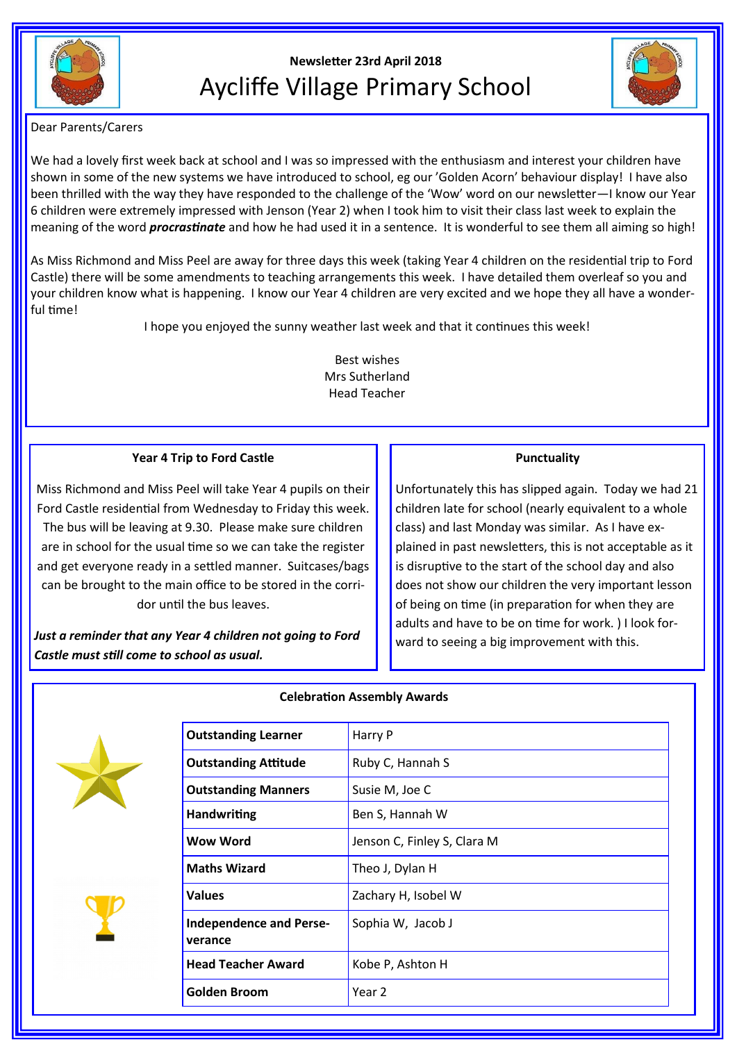Newsletter 23rd April 2018

# Aycliffe Village Primary School

Dear Parents/Carers

We had a lovely first week back at school and I was so impressed with the enthusiasm and interest your children have shown in some of the new systems we have introduced to school, eg our 'Golden Acorn' behaviour display! I have also been thrilled with the way they have responded to the challenge of the 'Wow' word on our newsletter—I know our Year 6 children were extremely impressed with Jenson (Year 2) when I took him to visit their class last week to explain the meaning of the word ***procrastinate*** and how he had used it in a sentence. It is wonderful to see them all aiming so high!

As Miss Richmond and Miss Peel are away for three days this week (taking Year 4 children on the residential trip to Ford Castle) there will be some amendments to teaching arrangements this week. I have detailed them overleaf so you and your children know what is happening. I know our Year 4 children are very excited and we hope they all have a wonderful time!

I hope you enjoyed the sunny weather last week and that it continues this week!

Best wishes
Mrs Sutherland
Head Teacher

### Year 4 Trip to Ford Castle

Miss Richmond and Miss Peel will take Year 4 pupils on their Ford Castle residential from Wednesday to Friday this week. The bus will be leaving at 9.30. Please make sure children are in school for the usual time so we can take the register and get everyone ready in a settled manner. Suitcases/bags can be brought to the main office to be stored in the corridor until the bus leaves.

***Just a reminder that any Year 4 children not going to Ford Castle must still come to school as usual.***

### Punctuality

Unfortunately this has slipped again. Today we had 21 children late for school (nearly equivalent to a whole class) and last Monday was similar. As I have explained in past newsletters, this is not acceptable as it is disruptive to the start of the school day and also does not show our children the very important lesson of being on time (in preparation for when they are adults and have to be on time for work. ) I look forward to seeing a big improvement with this.

### Celebration Assembly Awards

| Award | Recipients |
|---|---|
| **Outstanding Learner** | Harry P |
| **Outstanding Attitude** | Ruby C, Hannah S |
| **Outstanding Manners** | Susie M, Joe C |
| **Handwriting** | Ben S, Hannah W |
| **Wow Word** | Jenson C, Finley S, Clara M |
| **Maths Wizard** | Theo J, Dylan H |
| **Values** | Zachary H, Isobel W |
| **Independence and Perseverance** | Sophia W, Jacob J |
| **Head Teacher Award** | Kobe P, Ashton H |
| **Golden Broom** | Year 2 |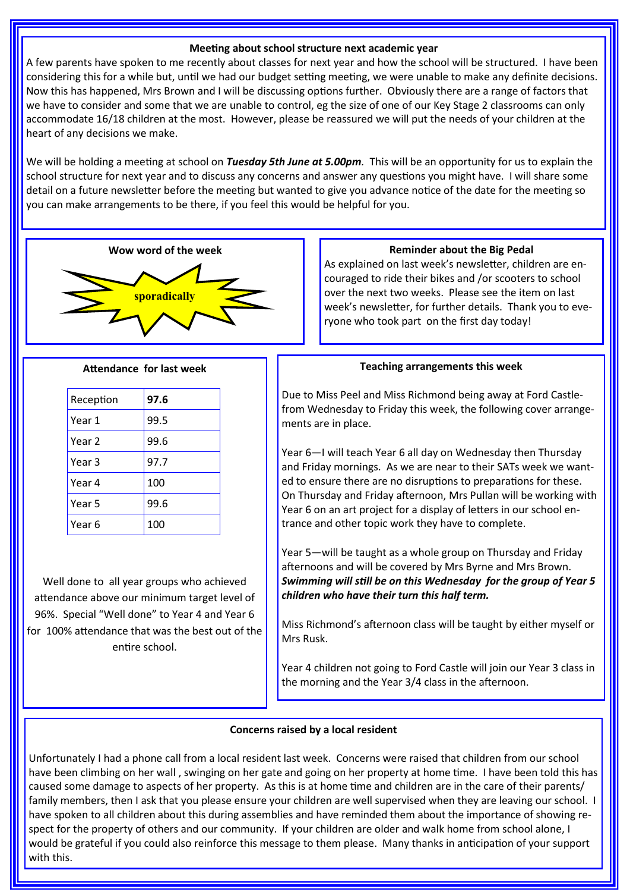## Meeting about school structure next academic year

A few parents have spoken to me recently about classes for next year and how the school will be structured. I have been considering this for a while but, until we had our budget setting meeting, we were unable to make any definite decisions. Now this has happened, Mrs Brown and I will be discussing options further. Obviously there are a range of factors that we have to consider and some that we are unable to control, eg the size of one of our Key Stage 2 classrooms can only accommodate 16/18 children at the most. However, please be reassured we will put the needs of your children at the heart of any decisions we make.

We will be holding a meeting at school on ***Tuesday 5th June at 5.00pm***. This will be an opportunity for us to explain the school structure for next year and to discuss any concerns and answer any questions you might have. I will share some detail on a future newsletter before the meeting but wanted to give you advance notice of the date for the meeting so you can make arrangements to be there, if you feel this would be helpful for you.

## Wow word of the week

**sporadically**

## Reminder about the Big Pedal

As explained on last week's newsletter, children are encouraged to ride their bikes and /or scooters to school over the next two weeks. Please see the item on last week's newsletter, for further details. Thank you to everyone who took part on the first day today!

## Attendance for last week

| Reception | **97.6** |
|---|---|
| Year 1 | 99.5 |
| Year 2 | 99.6 |
| Year 3 | 97.7 |
| Year 4 | 100 |
| Year 5 | 99.6 |
| Year 6 | 100 |

Well done to all year groups who achieved attendance above our minimum target level of 96%. Special "Well done" to Year 4 and Year 6 for 100% attendance that was the best out of the entire school.

## Teaching arrangements this week

Due to Miss Peel and Miss Richmond being away at Ford Castle from Wednesday to Friday this week, the following cover arrangements are in place.

Year 6—I will teach Year 6 all day on Wednesday then Thursday and Friday mornings. As we are near to their SATs week we wanted to ensure there are no disruptions to preparations for these. On Thursday and Friday afternoon, Mrs Pullan will be working with Year 6 on an art project for a display of letters in our school entrance and other topic work they have to complete.

Year 5—will be taught as a whole group on Thursday and Friday afternoons and will be covered by Mrs Byrne and Mrs Brown. ***Swimming will still be on this Wednesday for the group of Year 5 children who have their turn this half term.***

Miss Richmond's afternoon class will be taught by either myself or Mrs Rusk.

Year 4 children not going to Ford Castle will join our Year 3 class in the morning and the Year 3/4 class in the afternoon.

## Concerns raised by a local resident

Unfortunately I had a phone call from a local resident last week. Concerns were raised that children from our school have been climbing on her wall , swinging on her gate and going on her property at home time. I have been told this has caused some damage to aspects of her property. As this is at home time and children are in the care of their parents/ family members, then I ask that you please ensure your children are well supervised when they are leaving our school. I have spoken to all children about this during assemblies and have reminded them about the importance of showing respect for the property of others and our community. If your children are older and walk home from school alone, I would be grateful if you could also reinforce this message to them please. Many thanks in anticipation of your support with this.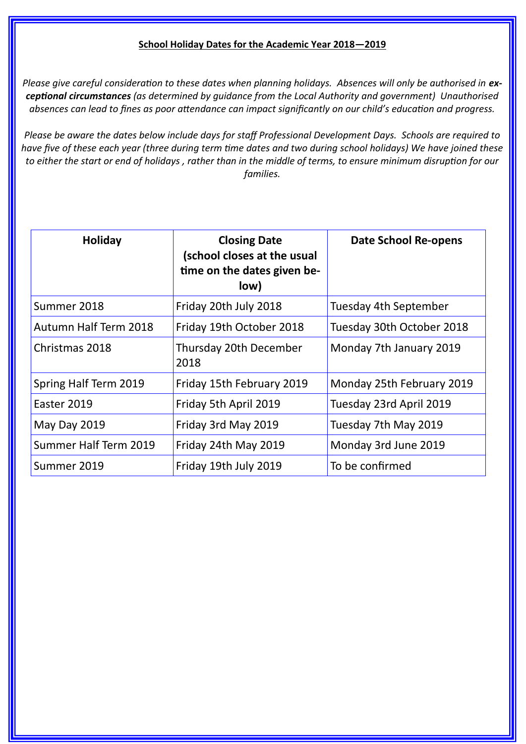**School Holiday Dates for the Academic Year 2018—2019**

*Please give careful consideration to these dates when planning holidays. Absences will only be authorised in* ***exceptional circumstances*** *(as determined by guidance from the Local Authority and government) Unauthorised absences can lead to fines as poor attendance can impact significantly on our child's education and progress.*

*Please be aware the dates below include days for staff Professional Development Days. Schools are required to have five of these each year (three during term time dates and two during school holidays) We have joined these to either the start or end of holidays , rather than in the middle of terms, to ensure minimum disruption for our families.*

| Holiday | Closing Date (school closes at the usual time on the dates given below) | Date School Re-opens |
|---|---|---|
| Summer 2018 | Friday 20th July 2018 | Tuesday 4th September |
| Autumn Half Term 2018 | Friday 19th October 2018 | Tuesday 30th October 2018 |
| Christmas 2018 | Thursday 20th December 2018 | Monday 7th January 2019 |
| Spring Half Term 2019 | Friday 15th February 2019 | Monday 25th February 2019 |
| Easter 2019 | Friday 5th April 2019 | Tuesday 23rd April 2019 |
| May Day 2019 | Friday 3rd May 2019 | Tuesday 7th May 2019 |
| Summer Half Term 2019 | Friday 24th May 2019 | Monday 3rd June 2019 |
| Summer 2019 | Friday 19th July 2019 | To be confirmed |